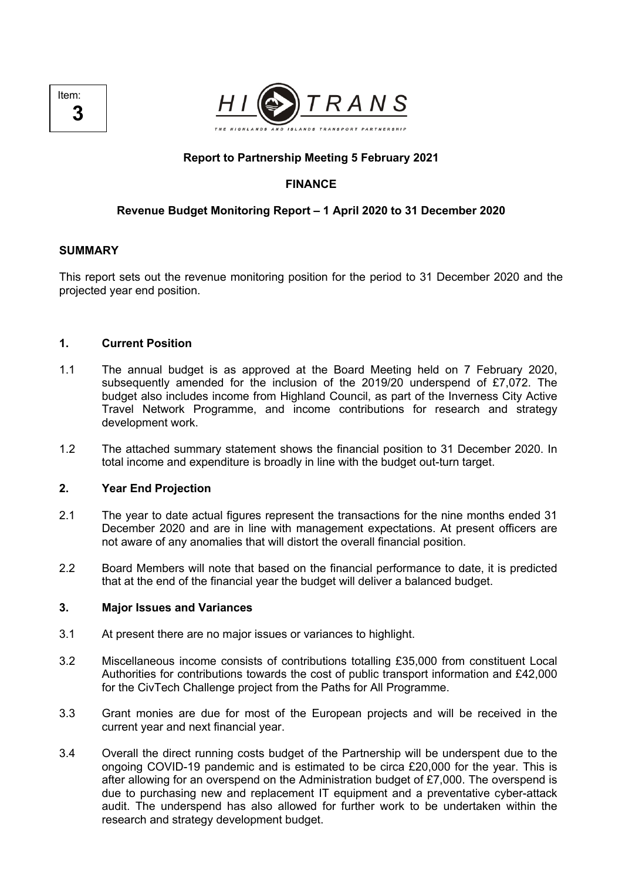Item:
**3**

HI TRANS
THE HIGHLANDS AND ISLANDS TRANSPORT PARTNERSHIP

**Report to Partnership Meeting 5 February 2021**

**FINANCE**

**Revenue Budget Monitoring Report – 1 April 2020 to 31 December 2020**

## SUMMARY

This report sets out the revenue monitoring position for the period to 31 December 2020 and the projected year end position.

## 1. Current Position

1.1 The annual budget is as approved at the Board Meeting held on 7 February 2020, subsequently amended for the inclusion of the 2019/20 underspend of £7,072. The budget also includes income from Highland Council, as part of the Inverness City Active Travel Network Programme, and income contributions for research and strategy development work.

1.2 The attached summary statement shows the financial position to 31 December 2020. In total income and expenditure is broadly in line with the budget out-turn target.

## 2. Year End Projection

2.1 The year to date actual figures represent the transactions for the nine months ended 31 December 2020 and are in line with management expectations. At present officers are not aware of any anomalies that will distort the overall financial position.

2.2 Board Members will note that based on the financial performance to date, it is predicted that at the end of the financial year the budget will deliver a balanced budget.

## 3. Major Issues and Variances

3.1 At present there are no major issues or variances to highlight.

3.2 Miscellaneous income consists of contributions totalling £35,000 from constituent Local Authorities for contributions towards the cost of public transport information and £42,000 for the CivTech Challenge project from the Paths for All Programme.

3.3 Grant monies are due for most of the European projects and will be received in the current year and next financial year.

3.4 Overall the direct running costs budget of the Partnership will be underspent due to the ongoing COVID-19 pandemic and is estimated to be circa £20,000 for the year. This is after allowing for an overspend on the Administration budget of £7,000. The overspend is due to purchasing new and replacement IT equipment and a preventative cyber-attack audit. The underspend has also allowed for further work to be undertaken within the research and strategy development budget.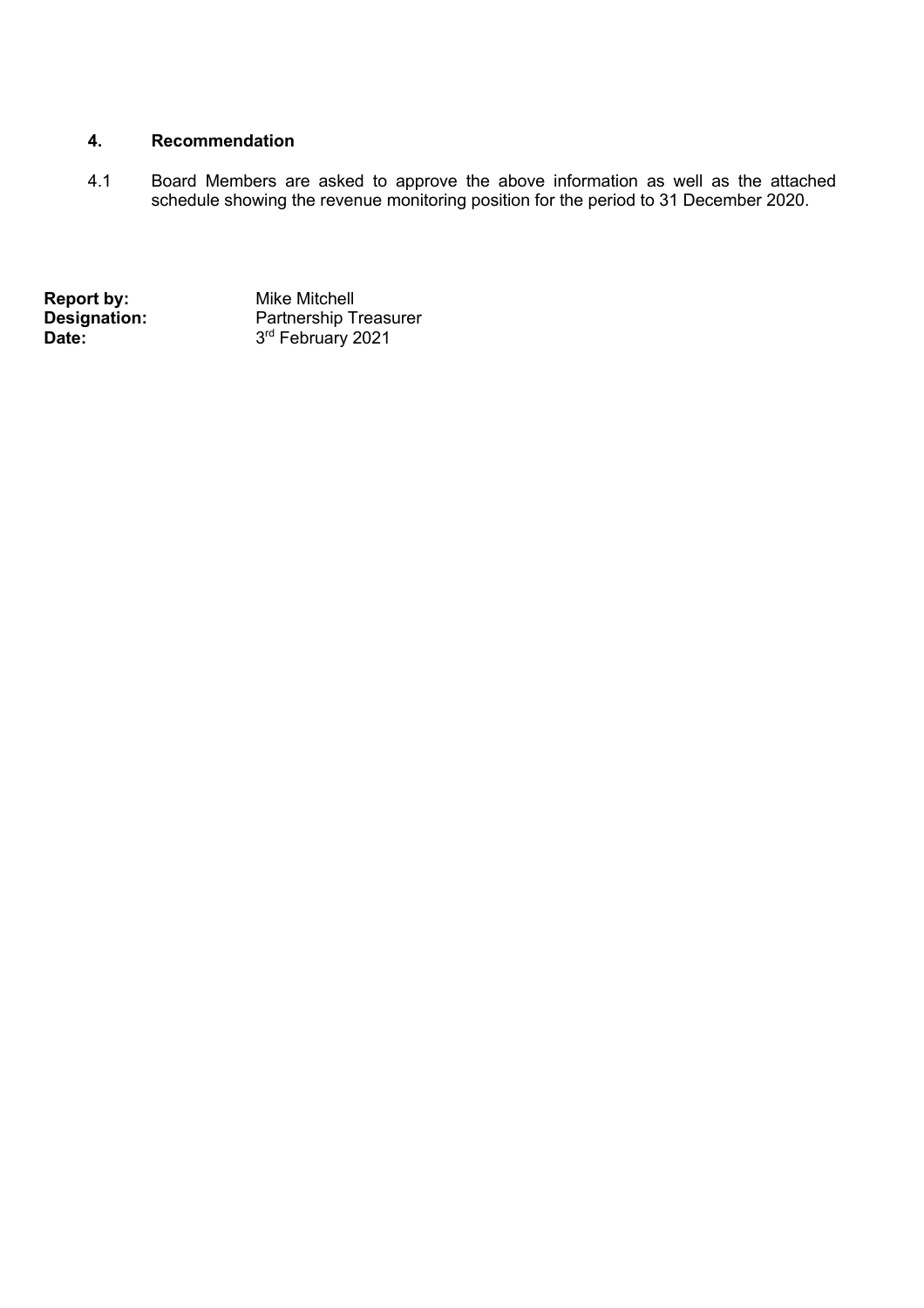## 4. Recommendation

4.1 Board Members are asked to approve the above information as well as the attached schedule showing the revenue monitoring position for the period to 31 December 2020.

**Report by:** Mike Mitchell
**Designation:** Partnership Treasurer
**Date:** 3rd February 2021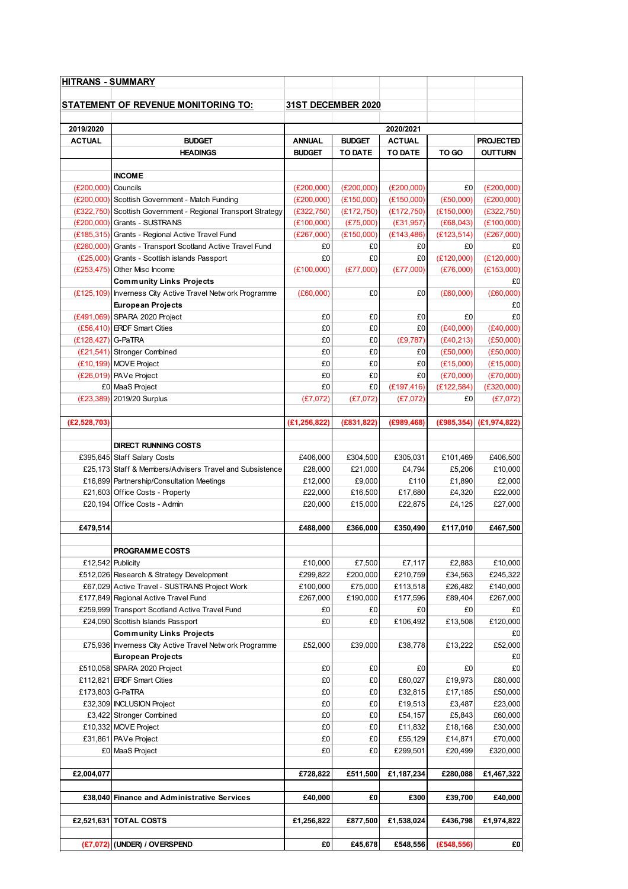| HITRANS - SUMMARY | | | | | | |
|---|---|---|---|---|---|---|
| **STATEMENT OF REVENUE MONITORING TO:** | | **31ST DECEMBER 2020** | | | | |
| **2019/2020** | | **2020/2021** | | | | |
| **ACTUAL** | **BUDGET HEADINGS** | **ANNUAL BUDGET** | **BUDGET TO DATE** | **ACTUAL TO DATE** | **TO GO** | **PROJECTED OUTTURN** |
| | **INCOME** | | | | | |
| (£200,000) | Councils | (£200,000) | (£200,000) | (£200,000) | £0 | (£200,000) |
| (£200,000) | Scottish Government - Match Funding | (£200,000) | (£150,000) | (£150,000) | (£50,000) | (£200,000) |
| (£322,750) | Scottish Government - Regional Transport Strategy | (£322,750) | (£172,750) | (£172,750) | (£150,000) | (£322,750) |
| (£200,000) | Grants - SUSTRANS | (£100,000) | (£75,000) | (£31,957) | (£68,043) | (£100,000) |
| (£185,315) | Grants - Regional Active Travel Fund | (£267,000) | (£150,000) | (£143,486) | (£123,514) | (£267,000) |
| (£260,000) | Grants - Transport Scotland Active Travel Fund | £0 | £0 | £0 | £0 | £0 |
| (£25,000) | Grants - Scottish islands Passport | £0 | £0 | £0 | (£120,000) | (£120,000) |
| (£253,475) | Other Misc Income | (£100,000) | (£77,000) | (£77,000) | (£76,000) | (£153,000) |
| | **Community Links Projects** | | | | | £0 |
| (£125,109) | Inverness City Active Travel Network Programme | (£60,000) | £0 | £0 | (£60,000) | (£60,000) |
| | **European Projects** | | | | | £0 |
| (£491,069) | SPARA 2020 Project | £0 | £0 | £0 | £0 | £0 |
| (£56,410) | ERDF Smart Cities | £0 | £0 | £0 | (£40,000) | (£40,000) |
| (£128,427) | G-PaTRA | £0 | £0 | (£9,787) | (£40,213) | (£50,000) |
| (£21,541) | Stronger Combined | £0 | £0 | £0 | (£50,000) | (£50,000) |
| (£10,199) | MOVE Project | £0 | £0 | £0 | (£15,000) | (£15,000) |
| (£26,019) | PAVe Project | £0 | £0 | £0 | (£70,000) | (£70,000) |
| £0 | MaaS Project | £0 | £0 | (£197,416) | (£122,584) | (£320,000) |
| (£23,389) | 2019/20 Surplus | (£7,072) | (£7,072) | (£7,072) | £0 | (£7,072) |
| **(£2,528,703)** | | **(£1,256,822)** | **(£831,822)** | **(£989,468)** | **(£985,354)** | **(£1,974,822)** |
| | **DIRECT RUNNING COSTS** | | | | | |
| £395,645 | Staff Salary Costs | £406,000 | £304,500 | £305,031 | £101,469 | £406,500 |
| £25,173 | Staff & Members/Advisers Travel and Subsistence | £28,000 | £21,000 | £4,794 | £5,206 | £10,000 |
| £16,899 | Partnership/Consultation Meetings | £12,000 | £9,000 | £110 | £1,890 | £2,000 |
| £21,603 | Office Costs - Property | £22,000 | £16,500 | £17,680 | £4,320 | £22,000 |
| £20,194 | Office Costs - Admin | £20,000 | £15,000 | £22,875 | £4,125 | £27,000 |
| **£479,514** | | **£488,000** | **£366,000** | **£350,490** | **£117,010** | **£467,500** |
| | **PROGRAMME COSTS** | | | | | |
| £12,542 | Publicity | £10,000 | £7,500 | £7,117 | £2,883 | £10,000 |
| £512,026 | Research & Strategy Development | £299,822 | £200,000 | £210,759 | £34,563 | £245,322 |
| £67,029 | Active Travel - SUSTRANS Project Work | £100,000 | £75,000 | £113,518 | £26,482 | £140,000 |
| £177,849 | Regional Active Travel Fund | £267,000 | £190,000 | £177,596 | £89,404 | £267,000 |
| £259,999 | Transport Scotland Active Travel Fund | £0 | £0 | £0 | £0 | £0 |
| £24,090 | Scottish Islands Passport | £0 | £0 | £106,492 | £13,508 | £120,000 |
| | **Community Links Projects** | | | | | £0 |
| £75,936 | Inverness City Active Travel Network Programme | £52,000 | £39,000 | £38,778 | £13,222 | £52,000 |
| | **European Projects** | | | | | £0 |
| £510,058 | SPARA 2020 Project | £0 | £0 | £0 | £0 | £0 |
| £112,821 | ERDF Smart Cities | £0 | £0 | £60,027 | £19,973 | £80,000 |
| £173,803 | G-PaTRA | £0 | £0 | £32,815 | £17,185 | £50,000 |
| £32,309 | INCLUSION Project | £0 | £0 | £19,513 | £3,487 | £23,000 |
| £3,422 | Stronger Combined | £0 | £0 | £54,157 | £5,843 | £60,000 |
| £10,332 | MOVE Project | £0 | £0 | £11,832 | £18,168 | £30,000 |
| £31,861 | PAVe Project | £0 | £0 | £55,129 | £14,871 | £70,000 |
| £0 | MaaS Project | £0 | £0 | £299,501 | £20,499 | £320,000 |
| **£2,004,077** | | **£728,822** | **£511,500** | **£1,187,234** | **£280,088** | **£1,467,322** |
| **£38,040** | **Finance and Administrative Services** | **£40,000** | **£0** | **£300** | **£39,700** | **£40,000** |
| **£2,521,631** | **TOTAL COSTS** | **£1,256,822** | **£877,500** | **£1,538,024** | **£436,798** | **£1,974,822** |
| **(£7,072)** | **(UNDER) / OVERSPEND** | **£0** | **£45,678** | **£548,556** | **(£548,556)** | **£0** |